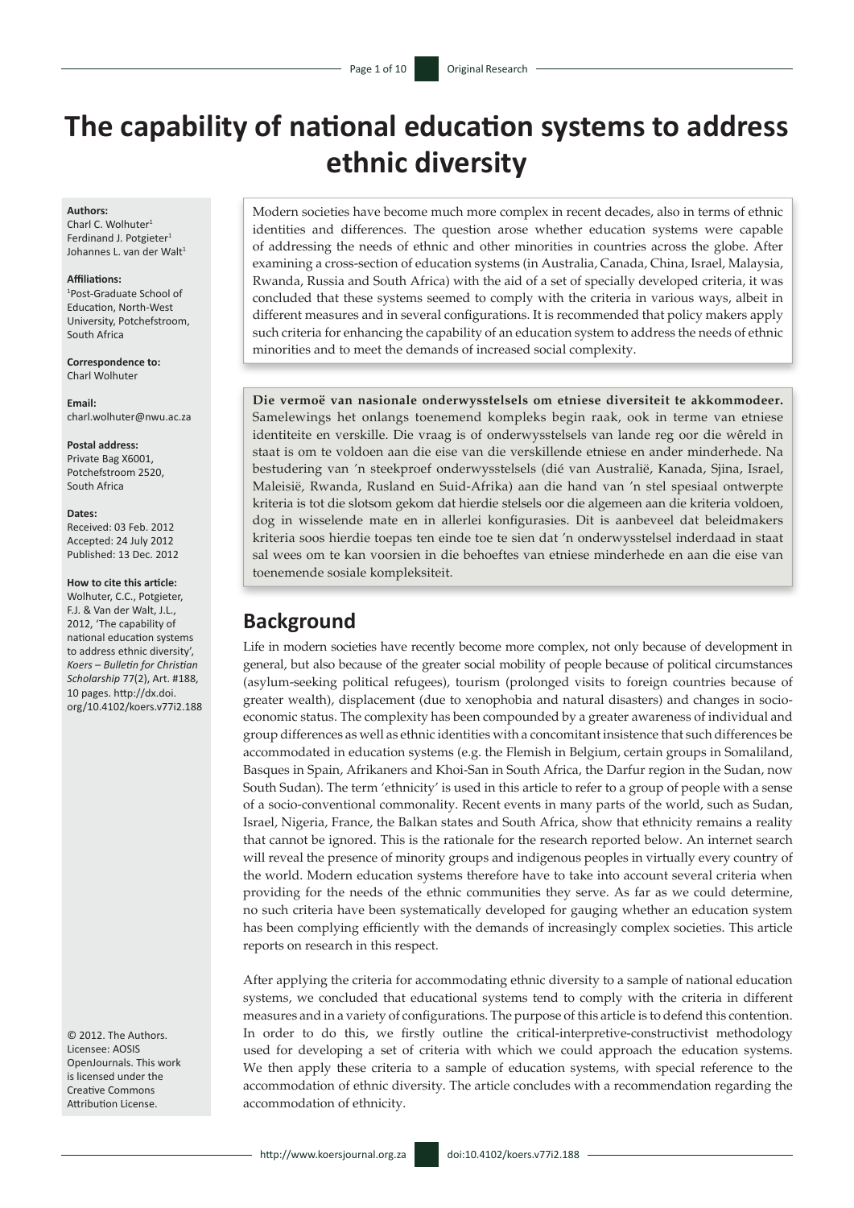# The capability of national education systems to address ethnic diversity

**Authors:**
Charl C. Wolhuter[1]
Ferdinand J. Potgieter[1]
Johannes L. van der Walt[1]

**Affiliations:**
[1]Post-Graduate School of Education, North-West University, Potchefstroom, South Africa

**Correspondence to:**
Charl Wolhuter

**Email:**
charl.wolhuter@nwu.ac.za

**Postal address:**
Private Bag X6001, Potchefstroom 2520, South Africa

**Dates:**
Received: 03 Feb. 2012
Accepted: 24 July 2012
Published: 13 Dec. 2012

**How to cite this article:**
Wolhuter, C.C., Potgieter, F.J. & Van der Walt, J.L., 2012, 'The capability of national education systems to address ethnic diversity', *Koers – Bulletin for Christian Scholarship* 77(2), Art. #188, 10 pages. http://dx.doi.org/10.4102/koers.v77i2.188

© 2012. The Authors. Licensee: AOSIS OpenJournals. This work is licensed under the Creative Commons Attribution License.

Modern societies have become much more complex in recent decades, also in terms of ethnic identities and differences. The question arose whether education systems were capable of addressing the needs of ethnic and other minorities in countries across the globe. After examining a cross-section of education systems (in Australia, Canada, China, Israel, Malaysia, Rwanda, Russia and South Africa) with the aid of a set of specially developed criteria, it was concluded that these systems seemed to comply with the criteria in various ways, albeit in different measures and in several configurations. It is recommended that policy makers apply such criteria for enhancing the capability of an education system to address the needs of ethnic minorities and to meet the demands of increased social complexity.

**Die vermoë van nasionale onderwysstelsels om etniese diversiteit te akkommodeer.** Samelewings het onlangs toenemend kompleks begin raak, ook in terme van etniese identiteite en verskille. Die vraag is of onderwysstelsels van lande reg oor die wêreld in staat is om te voldoen aan die eise van die verskillende etniese en ander minderhede. Na bestudering van 'n steekproef onderwysstelsels (dié van Australië, Kanada, Sjina, Israel, Maleisië, Rwanda, Rusland en Suid-Afrika) aan die hand van 'n stel spesiaal ontwerpte kriteria is tot die slotsom gekom dat hierdie stelsels oor die algemeen aan die kriteria voldoen, dog in wisselende mate en in allerlei konfigurasies. Dit is aanbeveel dat beleidmakers kriteria soos hierdie toepas ten einde toe te sien dat 'n onderwysstelsel inderdaad in staat sal wees om te kan voorsien in die behoeftes van etniese minderhede en aan die eise van toenemende sosiale kompleksiteit.

## Background

Life in modern societies have recently become more complex, not only because of development in general, but also because of the greater social mobility of people because of political circumstances (asylum-seeking political refugees), tourism (prolonged visits to foreign countries because of greater wealth), displacement (due to xenophobia and natural disasters) and changes in socio-economic status. The complexity has been compounded by a greater awareness of individual and group differences as well as ethnic identities with a concomitant insistence that such differences be accommodated in education systems (e.g. the Flemish in Belgium, certain groups in Somaliland, Basques in Spain, Afrikaners and Khoi-San in South Africa, the Darfur region in the Sudan, now South Sudan). The term 'ethnicity' is used in this article to refer to a group of people with a sense of a socio-conventional commonality. Recent events in many parts of the world, such as Sudan, Israel, Nigeria, France, the Balkan states and South Africa, show that ethnicity remains a reality that cannot be ignored. This is the rationale for the research reported below. An internet search will reveal the presence of minority groups and indigenous peoples in virtually every country of the world. Modern education systems therefore have to take into account several criteria when providing for the needs of the ethnic communities they serve. As far as we could determine, no such criteria have been systematically developed for gauging whether an education system has been complying efficiently with the demands of increasingly complex societies. This article reports on research in this respect.

After applying the criteria for accommodating ethnic diversity to a sample of national education systems, we concluded that educational systems tend to comply with the criteria in different measures and in a variety of configurations. The purpose of this article is to defend this contention. In order to do this, we firstly outline the critical-interpretive-constructivist methodology used for developing a set of criteria with which we could approach the education systems. We then apply these criteria to a sample of education systems, with special reference to the accommodation of ethnic diversity. The article concludes with a recommendation regarding the accommodation of ethnicity.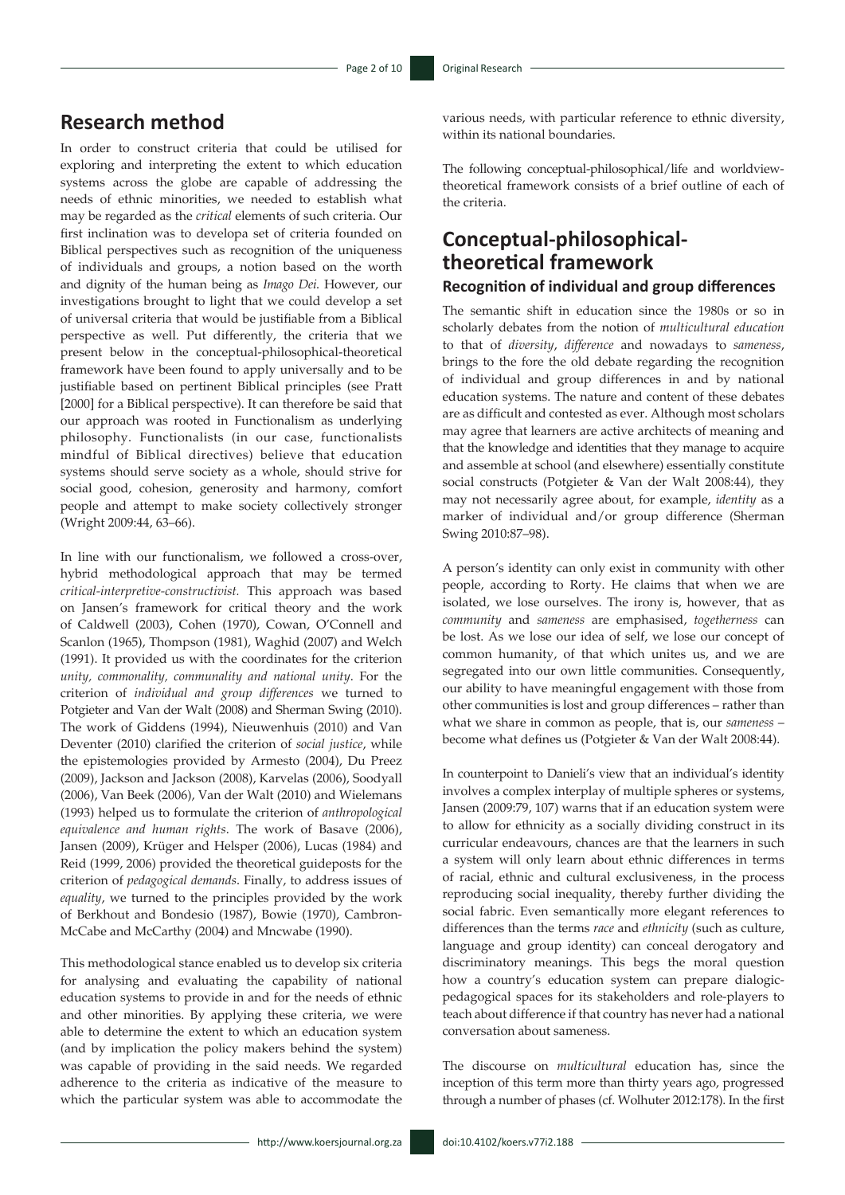## Research method

In order to construct criteria that could be utilised for exploring and interpreting the extent to which education systems across the globe are capable of addressing the needs of ethnic minorities, we needed to establish what may be regarded as the *critical* elements of such criteria. Our first inclination was to developa set of criteria founded on Biblical perspectives such as recognition of the uniqueness of individuals and groups, a notion based on the worth and dignity of the human being as *Imago Dei*. However, our investigations brought to light that we could develop a set of universal criteria that would be justifiable from a Biblical perspective as well. Put differently, the criteria that we present below in the conceptual-philosophical-theoretical framework have been found to apply universally and to be justifiable based on pertinent Biblical principles (see Pratt [2000] for a Biblical perspective). It can therefore be said that our approach was rooted in Functionalism as underlying philosophy. Functionalists (in our case, functionalists mindful of Biblical directives) believe that education systems should serve society as a whole, should strive for social good, cohesion, generosity and harmony, comfort people and attempt to make society collectively stronger (Wright 2009:44, 63–66).

In line with our functionalism, we followed a cross-over, hybrid methodological approach that may be termed *critical-interpretive-constructivist.* This approach was based on Jansen's framework for critical theory and the work of Caldwell (2003), Cohen (1970), Cowan, O'Connell and Scanlon (1965), Thompson (1981), Waghid (2007) and Welch (1991). It provided us with the coordinates for the criterion *unity, commonality, communality and national unity*. For the criterion of *individual and group differences* we turned to Potgieter and Van der Walt (2008) and Sherman Swing (2010). The work of Giddens (1994), Nieuwenhuis (2010) and Van Deventer (2010) clarified the criterion of *social justice*, while the epistemologies provided by Armesto (2004), Du Preez (2009), Jackson and Jackson (2008), Karvelas (2006), Soodyall (2006), Van Beek (2006), Van der Walt (2010) and Wielemans (1993) helped us to formulate the criterion of *anthropological equivalence and human rights*. The work of Basave (2006), Jansen (2009), Krüger and Helsper (2006), Lucas (1984) and Reid (1999, 2006) provided the theoretical guideposts for the criterion of *pedagogical demands*. Finally, to address issues of *equality*, we turned to the principles provided by the work of Berkhout and Bondesio (1987), Bowie (1970), Cambron-McCabe and McCarthy (2004) and Mncwabe (1990).

This methodological stance enabled us to develop six criteria for analysing and evaluating the capability of national education systems to provide in and for the needs of ethnic and other minorities. By applying these criteria, we were able to determine the extent to which an education system (and by implication the policy makers behind the system) was capable of providing in the said needs. We regarded adherence to the criteria as indicative of the measure to which the particular system was able to accommodate the various needs, with particular reference to ethnic diversity, within its national boundaries.

The following conceptual-philosophical/life and worldview-theoretical framework consists of a brief outline of each of the criteria.

## Conceptual-philosophical-theoretical framework

### Recognition of individual and group differences

The semantic shift in education since the 1980s or so in scholarly debates from the notion of *multicultural education* to that of *diversity*, *difference* and nowadays to *sameness*, brings to the fore the old debate regarding the recognition of individual and group differences in and by national education systems. The nature and content of these debates are as difficult and contested as ever. Although most scholars may agree that learners are active architects of meaning and that the knowledge and identities that they manage to acquire and assemble at school (and elsewhere) essentially constitute social constructs (Potgieter & Van der Walt 2008:44), they may not necessarily agree about, for example, *identity* as a marker of individual and/or group difference (Sherman Swing 2010:87–98).

A person's identity can only exist in community with other people, according to Rorty. He claims that when we are isolated, we lose ourselves. The irony is, however, that as *community* and *sameness* are emphasised, *togetherness* can be lost. As we lose our idea of self, we lose our concept of common humanity, of that which unites us, and we are segregated into our own little communities. Consequently, our ability to have meaningful engagement with those from other communities is lost and group differences – rather than what we share in common as people, that is, our *sameness* – become what defines us (Potgieter & Van der Walt 2008:44).

In counterpoint to Danieli's view that an individual's identity involves a complex interplay of multiple spheres or systems, Jansen (2009:79, 107) warns that if an education system were to allow for ethnicity as a socially dividing construct in its curricular endeavours, chances are that the learners in such a system will only learn about ethnic differences in terms of racial, ethnic and cultural exclusiveness, in the process reproducing social inequality, thereby further dividing the social fabric. Even semantically more elegant references to differences than the terms *race* and *ethnicity* (such as culture, language and group identity) can conceal derogatory and discriminatory meanings. This begs the moral question how a country's education system can prepare dialogic-pedagogical spaces for its stakeholders and role-players to teach about difference if that country has never had a national conversation about sameness.

The discourse on *multicultural* education has, since the inception of this term more than thirty years ago, progressed through a number of phases (cf. Wolhuter 2012:178). In the first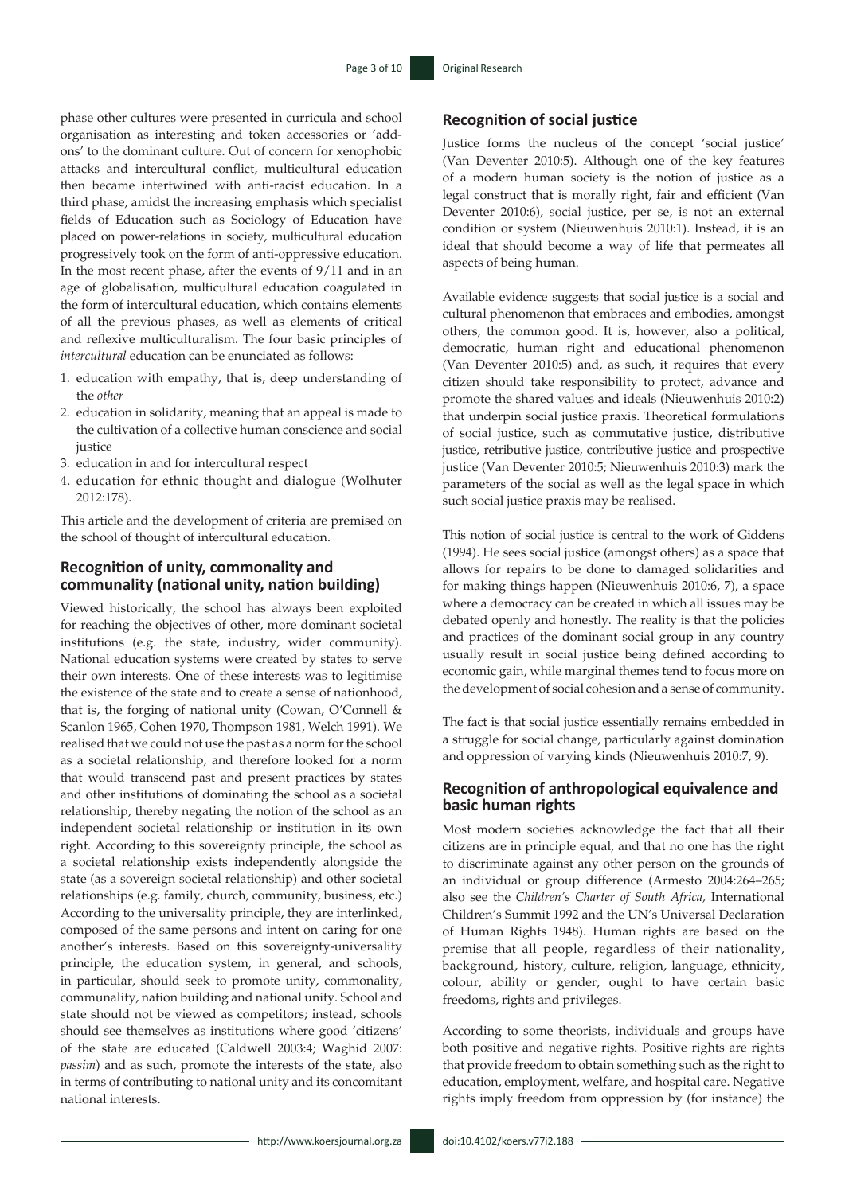phase other cultures were presented in curricula and school organisation as interesting and token accessories or 'add-ons' to the dominant culture. Out of concern for xenophobic attacks and intercultural conflict, multicultural education then became intertwined with anti-racist education. In a third phase, amidst the increasing emphasis which specialist fields of Education such as Sociology of Education have placed on power-relations in society, multicultural education progressively took on the form of anti-oppressive education. In the most recent phase, after the events of 9/11 and in an age of globalisation, multicultural education coagulated in the form of intercultural education, which contains elements of all the previous phases, as well as elements of critical and reflexive multiculturalism. The four basic principles of *intercultural* education can be enunciated as follows:

1. education with empathy, that is, deep understanding of the *other*
2. education in solidarity, meaning that an appeal is made to the cultivation of a collective human conscience and social justice
3. education in and for intercultural respect
4. education for ethnic thought and dialogue (Wolhuter 2012:178).

This article and the development of criteria are premised on the school of thought of intercultural education.

## Recognition of unity, commonality and communality (national unity, nation building)

Viewed historically, the school has always been exploited for reaching the objectives of other, more dominant societal institutions (e.g. the state, industry, wider community). National education systems were created by states to serve their own interests. One of these interests was to legitimise the existence of the state and to create a sense of nationhood, that is, the forging of national unity (Cowan, O'Connell & Scanlon 1965, Cohen 1970, Thompson 1981, Welch 1991). We realised that we could not use the past as a norm for the school as a societal relationship, and therefore looked for a norm that would transcend past and present practices by states and other institutions of dominating the school as a societal relationship, thereby negating the notion of the school as an independent societal relationship or institution in its own right. According to this sovereignty principle, the school as a societal relationship exists independently alongside the state (as a sovereign societal relationship) and other societal relationships (e.g. family, church, community, business, etc.) According to the universality principle, they are interlinked, composed of the same persons and intent on caring for one another's interests. Based on this sovereignty-universality principle, the education system, in general, and schools, in particular, should seek to promote unity, commonality, communality, nation building and national unity. School and state should not be viewed as competitors; instead, schools should see themselves as institutions where good 'citizens' of the state are educated (Caldwell 2003:4; Waghid 2007: *passim*) and as such, promote the interests of the state, also in terms of contributing to national unity and its concomitant national interests.

## Recognition of social justice

Justice forms the nucleus of the concept 'social justice' (Van Deventer 2010:5). Although one of the key features of a modern human society is the notion of justice as a legal construct that is morally right, fair and efficient (Van Deventer 2010:6), social justice, per se, is not an external condition or system (Nieuwenhuis 2010:1). Instead, it is an ideal that should become a way of life that permeates all aspects of being human.

Available evidence suggests that social justice is a social and cultural phenomenon that embraces and embodies, amongst others, the common good. It is, however, also a political, democratic, human right and educational phenomenon (Van Deventer 2010:5) and, as such, it requires that every citizen should take responsibility to protect, advance and promote the shared values and ideals (Nieuwenhuis 2010:2) that underpin social justice praxis. Theoretical formulations of social justice, such as commutative justice, distributive justice, retributive justice, contributive justice and prospective justice (Van Deventer 2010:5; Nieuwenhuis 2010:3) mark the parameters of the social as well as the legal space in which such social justice praxis may be realised.

This notion of social justice is central to the work of Giddens (1994). He sees social justice (amongst others) as a space that allows for repairs to be done to damaged solidarities and for making things happen (Nieuwenhuis 2010:6, 7), a space where a democracy can be created in which all issues may be debated openly and honestly. The reality is that the policies and practices of the dominant social group in any country usually result in social justice being defined according to economic gain, while marginal themes tend to focus more on the development of social cohesion and a sense of community.

The fact is that social justice essentially remains embedded in a struggle for social change, particularly against domination and oppression of varying kinds (Nieuwenhuis 2010:7, 9).

## Recognition of anthropological equivalence and basic human rights

Most modern societies acknowledge the fact that all their citizens are in principle equal, and that no one has the right to discriminate against any other person on the grounds of an individual or group difference (Armesto 2004:264–265; also see the *Children's Charter of South Africa,* International Children's Summit 1992 and the UN's Universal Declaration of Human Rights 1948). Human rights are based on the premise that all people, regardless of their nationality, background, history, culture, religion, language, ethnicity, colour, ability or gender, ought to have certain basic freedoms, rights and privileges.

According to some theorists, individuals and groups have both positive and negative rights. Positive rights are rights that provide freedom to obtain something such as the right to education, employment, welfare, and hospital care. Negative rights imply freedom from oppression by (for instance) the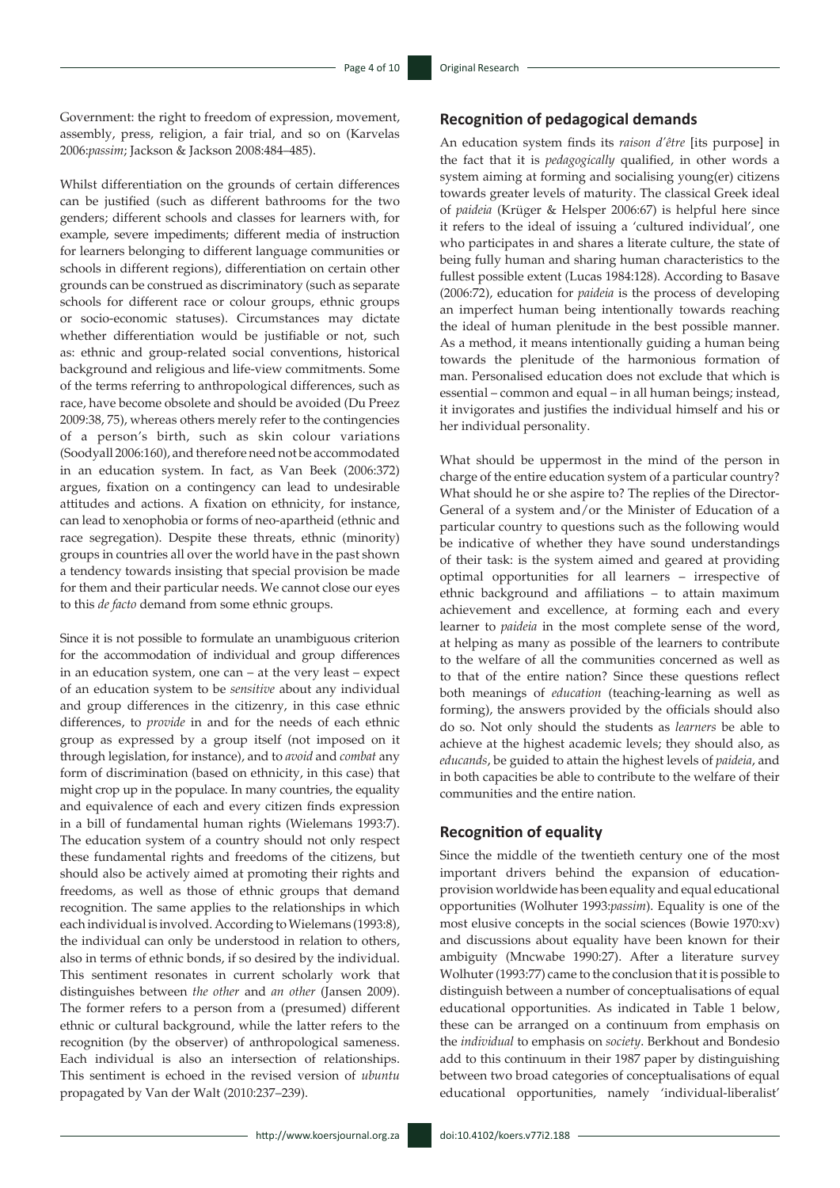Government: the right to freedom of expression, movement, assembly, press, religion, a fair trial, and so on (Karvelas 2006:*passim*; Jackson & Jackson 2008:484–485).

Whilst differentiation on the grounds of certain differences can be justified (such as different bathrooms for the two genders; different schools and classes for learners with, for example, severe impediments; different media of instruction for learners belonging to different language communities or schools in different regions), differentiation on certain other grounds can be construed as discriminatory (such as separate schools for different race or colour groups, ethnic groups or socio-economic statuses). Circumstances may dictate whether differentiation would be justifiable or not, such as: ethnic and group-related social conventions, historical background and religious and life-view commitments. Some of the terms referring to anthropological differences, such as race, have become obsolete and should be avoided (Du Preez 2009:38, 75), whereas others merely refer to the contingencies of a person's birth, such as skin colour variations (Soodyall 2006:160), and therefore need not be accommodated in an education system. In fact, as Van Beek (2006:372) argues, fixation on a contingency can lead to undesirable attitudes and actions. A fixation on ethnicity, for instance, can lead to xenophobia or forms of neo-apartheid (ethnic and race segregation). Despite these threats, ethnic (minority) groups in countries all over the world have in the past shown a tendency towards insisting that special provision be made for them and their particular needs. We cannot close our eyes to this *de facto* demand from some ethnic groups.

Since it is not possible to formulate an unambiguous criterion for the accommodation of individual and group differences in an education system, one can – at the very least – expect of an education system to be *sensitive* about any individual and group differences in the citizenry, in this case ethnic differences, to *provide* in and for the needs of each ethnic group as expressed by a group itself (not imposed on it through legislation, for instance), and to *avoid* and *combat* any form of discrimination (based on ethnicity, in this case) that might crop up in the populace. In many countries, the equality and equivalence of each and every citizen finds expression in a bill of fundamental human rights (Wielemans 1993:7). The education system of a country should not only respect these fundamental rights and freedoms of the citizens, but should also be actively aimed at promoting their rights and freedoms, as well as those of ethnic groups that demand recognition. The same applies to the relationships in which each individual is involved. According to Wielemans (1993:8), the individual can only be understood in relation to others, also in terms of ethnic bonds, if so desired by the individual. This sentiment resonates in current scholarly work that distinguishes between *the other* and *an other* (Jansen 2009). The former refers to a person from a (presumed) different ethnic or cultural background, while the latter refers to the recognition (by the observer) of anthropological sameness. Each individual is also an intersection of relationships. This sentiment is echoed in the revised version of *ubuntu* propagated by Van der Walt (2010:237–239).

## Recognition of pedagogical demands

An education system finds its *raison d'être* [its purpose] in the fact that it is *pedagogically* qualified, in other words a system aiming at forming and socialising young(er) citizens towards greater levels of maturity. The classical Greek ideal of *paideia* (Krüger & Helsper 2006:67) is helpful here since it refers to the ideal of issuing a 'cultured individual', one who participates in and shares a literate culture, the state of being fully human and sharing human characteristics to the fullest possible extent (Lucas 1984:128). According to Basave (2006:72), education for *paideia* is the process of developing an imperfect human being intentionally towards reaching the ideal of human plenitude in the best possible manner. As a method, it means intentionally guiding a human being towards the plenitude of the harmonious formation of man. Personalised education does not exclude that which is essential – common and equal – in all human beings; instead, it invigorates and justifies the individual himself and his or her individual personality.

What should be uppermost in the mind of the person in charge of the entire education system of a particular country? What should he or she aspire to? The replies of the Director-General of a system and/or the Minister of Education of a particular country to questions such as the following would be indicative of whether they have sound understandings of their task: is the system aimed and geared at providing optimal opportunities for all learners – irrespective of ethnic background and affiliations – to attain maximum achievement and excellence, at forming each and every learner to *paideia* in the most complete sense of the word, at helping as many as possible of the learners to contribute to the welfare of all the communities concerned as well as to that of the entire nation? Since these questions reflect both meanings of *education* (teaching-learning as well as forming), the answers provided by the officials should also do so. Not only should the students as *learners* be able to achieve at the highest academic levels; they should also, as *educands*, be guided to attain the highest levels of *paideia*, and in both capacities be able to contribute to the welfare of their communities and the entire nation.

## Recognition of equality

Since the middle of the twentieth century one of the most important drivers behind the expansion of education-provision worldwide has been equality and equal educational opportunities (Wolhuter 1993:*passim*). Equality is one of the most elusive concepts in the social sciences (Bowie 1970:xv) and discussions about equality have been known for their ambiguity (Mncwabe 1990:27). After a literature survey Wolhuter (1993:77) came to the conclusion that it is possible to distinguish between a number of conceptualisations of equal educational opportunities. As indicated in Table 1 below, these can be arranged on a continuum from emphasis on the *individual* to emphasis on *society*. Berkhout and Bondesio add to this continuum in their 1987 paper by distinguishing between two broad categories of conceptualisations of equal educational opportunities, namely 'individual-liberalist'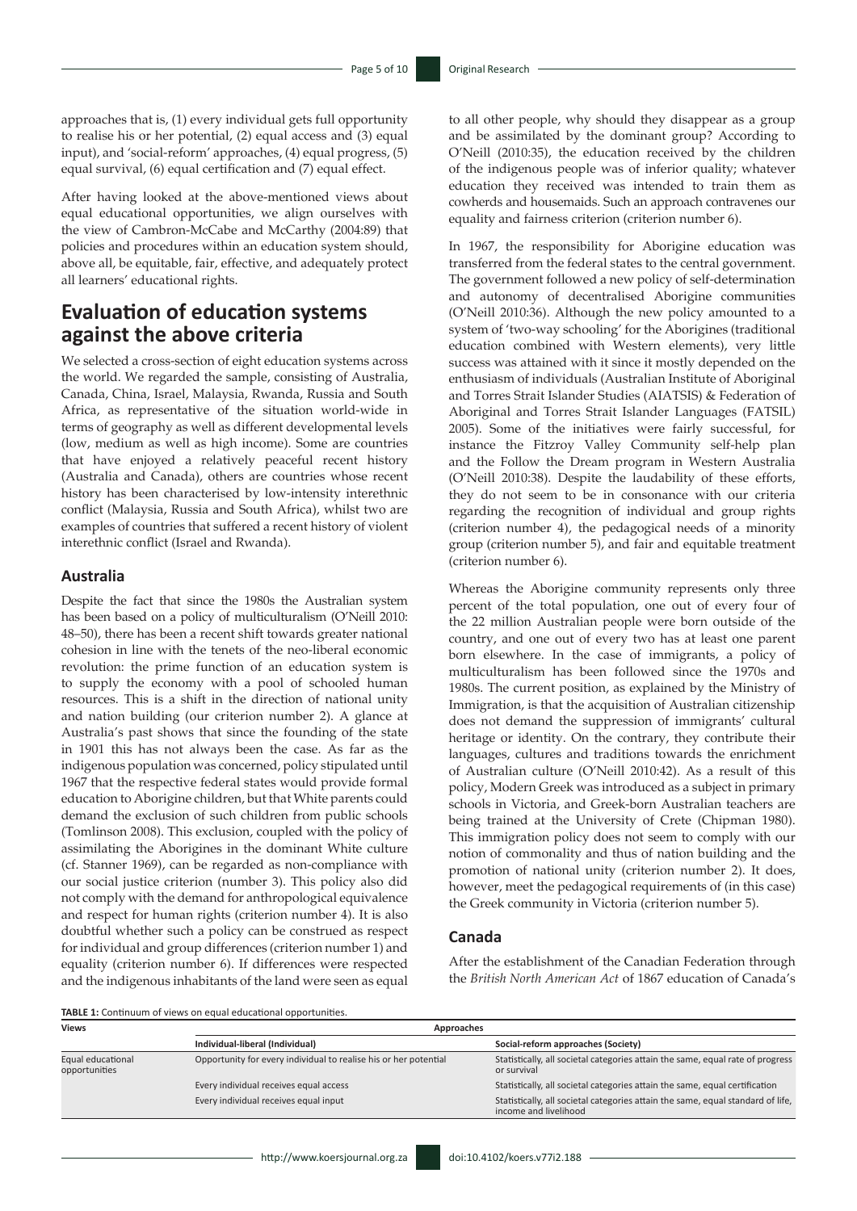approaches that is, (1) every individual gets full opportunity to realise his or her potential, (2) equal access and (3) equal input), and 'social-reform' approaches, (4) equal progress, (5) equal survival, (6) equal certification and (7) equal effect.

After having looked at the above-mentioned views about equal educational opportunities, we align ourselves with the view of Cambron-McCabe and McCarthy (2004:89) that policies and procedures within an education system should, above all, be equitable, fair, effective, and adequately protect all learners' educational rights.

## Evaluation of education systems against the above criteria

We selected a cross-section of eight education systems across the world. We regarded the sample, consisting of Australia, Canada, China, Israel, Malaysia, Rwanda, Russia and South Africa, as representative of the situation world-wide in terms of geography as well as different developmental levels (low, medium as well as high income). Some are countries that have enjoyed a relatively peaceful recent history (Australia and Canada), others are countries whose recent history has been characterised by low-intensity interethnic conflict (Malaysia, Russia and South Africa), whilst two are examples of countries that suffered a recent history of violent interethnic conflict (Israel and Rwanda).

### Australia

Despite the fact that since the 1980s the Australian system has been based on a policy of multiculturalism (O'Neill 2010: 48–50), there has been a recent shift towards greater national cohesion in line with the tenets of the neo-liberal economic revolution: the prime function of an education system is to supply the economy with a pool of schooled human resources. This is a shift in the direction of national unity and nation building (our criterion number 2). A glance at Australia's past shows that since the founding of the state in 1901 this has not always been the case. As far as the indigenous population was concerned, policy stipulated until 1967 that the respective federal states would provide formal education to Aborigine children, but that White parents could demand the exclusion of such children from public schools (Tomlinson 2008). This exclusion, coupled with the policy of assimilating the Aborigines in the dominant White culture (cf. Stanner 1969), can be regarded as non-compliance with our social justice criterion (number 3). This policy also did not comply with the demand for anthropological equivalence and respect for human rights (criterion number 4). It is also doubtful whether such a policy can be construed as respect for individual and group differences (criterion number 1) and equality (criterion number 6). If differences were respected and the indigenous inhabitants of the land were seen as equal to all other people, why should they disappear as a group and be assimilated by the dominant group? According to O'Neill (2010:35), the education received by the children of the indigenous people was of inferior quality; whatever education they received was intended to train them as cowherds and housemaids. Such an approach contravenes our equality and fairness criterion (criterion number 6).

In 1967, the responsibility for Aborigine education was transferred from the federal states to the central government. The government followed a new policy of self-determination and autonomy of decentralised Aborigine communities (O'Neill 2010:36). Although the new policy amounted to a system of 'two-way schooling' for the Aborigines (traditional education combined with Western elements), very little success was attained with it since it mostly depended on the enthusiasm of individuals (Australian Institute of Aboriginal and Torres Strait Islander Studies (AIATSIS) & Federation of Aboriginal and Torres Strait Islander Languages (FATSIL) 2005). Some of the initiatives were fairly successful, for instance the Fitzroy Valley Community self-help plan and the Follow the Dream program in Western Australia (O'Neill 2010:38). Despite the laudability of these efforts, they do not seem to be in consonance with our criteria regarding the recognition of individual and group rights (criterion number 4), the pedagogical needs of a minority group (criterion number 5), and fair and equitable treatment (criterion number 6).

Whereas the Aborigine community represents only three percent of the total population, one out of every four of the 22 million Australian people were born outside of the country, and one out of every two has at least one parent born elsewhere. In the case of immigrants, a policy of multiculturalism has been followed since the 1970s and 1980s. The current position, as explained by the Ministry of Immigration, is that the acquisition of Australian citizenship does not demand the suppression of immigrants' cultural heritage or identity. On the contrary, they contribute their languages, cultures and traditions towards the enrichment of Australian culture (O'Neill 2010:42). As a result of this policy, Modern Greek was introduced as a subject in primary schools in Victoria, and Greek-born Australian teachers are being trained at the University of Crete (Chipman 1980). This immigration policy does not seem to comply with our notion of commonality and thus of nation building and the promotion of national unity (criterion number 2). It does, however, meet the pedagogical requirements of (in this case) the Greek community in Victoria (criterion number 5).

### Canada

After the establishment of the Canadian Federation through the *British North American Act* of 1867 education of Canada's

**TABLE 1:** Continuum of views on equal educational opportunities.

| Views | Approaches | |
|---|---|---|
| | Individual-liberal (Individual) | Social-reform approaches (Society) |
| Equal educational opportunities | Opportunity for every individual to realise his or her potential | Statistically, all societal categories attain the same, equal rate of progress or survival |
| | Every individual receives equal access | Statistically, all societal categories attain the same, equal certification |
| | Every individual receives equal input | Statistically, all societal categories attain the same, equal standard of life, income and livelihood |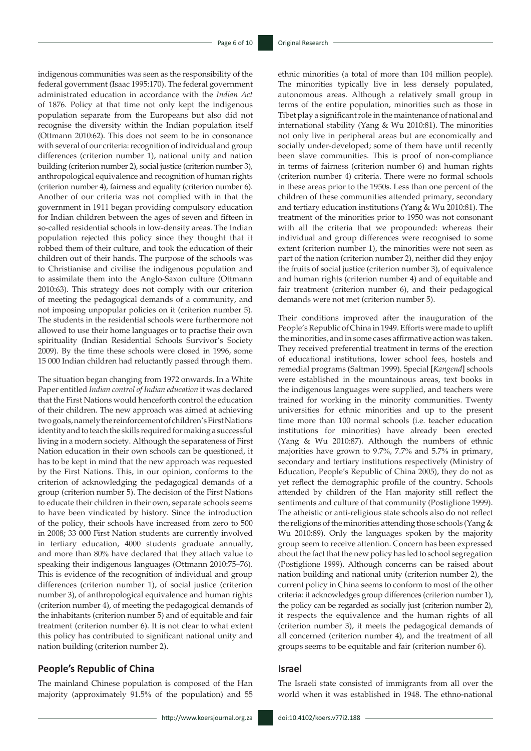indigenous communities was seen as the responsibility of the federal government (Isaac 1995:170). The federal government administrated education in accordance with the *Indian Act* of 1876. Policy at that time not only kept the indigenous population separate from the Europeans but also did not recognise the diversity within the Indian population itself (Ottmann 2010:62). This does not seem to be in consonance with several of our criteria: recognition of individual and group differences (criterion number 1), national unity and nation building (criterion number 2), social justice (criterion number 3), anthropological equivalence and recognition of human rights (criterion number 4), fairness and equality (criterion number 6). Another of our criteria was not complied with in that the government in 1911 began providing compulsory education for Indian children between the ages of seven and fifteen in so-called residential schools in low-density areas. The Indian population rejected this policy since they thought that it robbed them of their culture, and took the education of their children out of their hands. The purpose of the schools was to Christianise and civilise the indigenous population and to assimilate them into the Anglo-Saxon culture (Ottmann 2010:63). This strategy does not comply with our criterion of meeting the pedagogical demands of a community, and not imposing unpopular policies on it (criterion number 5). The students in the residential schools were furthermore not allowed to use their home languages or to practise their own spirituality (Indian Residential Schools Survivor's Society 2009). By the time these schools were closed in 1996, some 15 000 Indian children had reluctantly passed through them.

The situation began changing from 1972 onwards. In a White Paper entitled *Indian control of Indian education* it was declared that the First Nations would henceforth control the education of their children. The new approach was aimed at achieving two goals, namely the reinforcement of children's First Nations identity and to teach the skills required for making a successful living in a modern society. Although the separateness of First Nation education in their own schools can be questioned, it has to be kept in mind that the new approach was requested by the First Nations. This, in our opinion, conforms to the criterion of acknowledging the pedagogical demands of a group (criterion number 5). The decision of the First Nations to educate their children in their own, separate schools seems to have been vindicated by history. Since the introduction of the policy, their schools have increased from zero to 500 in 2008; 33 000 First Nation students are currently involved in tertiary education, 4000 students graduate annually, and more than 80% have declared that they attach value to speaking their indigenous languages (Ottmann 2010:75–76). This is evidence of the recognition of individual and group differences (criterion number 1), of social justice (criterion number 3), of anthropological equivalence and human rights (criterion number 4), of meeting the pedagogical demands of the inhabitants (criterion number 5) and of equitable and fair treatment (criterion number 6). It is not clear to what extent this policy has contributed to significant national unity and nation building (criterion number 2).

## People's Republic of China

The mainland Chinese population is composed of the Han majority (approximately 91.5% of the population) and 55 ethnic minorities (a total of more than 104 million people). The minorities typically live in less densely populated, autonomous areas. Although a relatively small group in terms of the entire population, minorities such as those in Tibet play a significant role in the maintenance of national and international stability (Yang & Wu 2010:81). The minorities not only live in peripheral areas but are economically and socially under-developed; some of them have until recently been slave communities. This is proof of non-compliance in terms of fairness (criterion number 6) and human rights (criterion number 4) criteria. There were no formal schools in these areas prior to the 1950s. Less than one percent of the children of these communities attended primary, secondary and tertiary education institutions (Yang & Wu 2010:81). The treatment of the minorities prior to 1950 was not consonant with all the criteria that we propounded: whereas their individual and group differences were recognised to some extent (criterion number 1), the minorities were not seen as part of the nation (criterion number 2), neither did they enjoy the fruits of social justice (criterion number 3), of equivalence and human rights (criterion number 4) and of equitable and fair treatment (criterion number 6), and their pedagogical demands were not met (criterion number 5).

Their conditions improved after the inauguration of the People's Republic of China in 1949. Efforts were made to uplift the minorities, and in some cases affirmative action was taken. They received preferential treatment in terms of the erection of educational institutions, lower school fees, hostels and remedial programs (Saltman 1999). Special [*Kangend*] schools were established in the mountainous areas, text books in the indigenous languages were supplied, and teachers were trained for working in the minority communities. Twenty universities for ethnic minorities and up to the present time more than 100 normal schools (i.e. teacher education institutions for minorities) have already been erected (Yang & Wu 2010:87). Although the numbers of ethnic majorities have grown to 9.7%, 7.7% and 5.7% in primary, secondary and tertiary institutions respectively (Ministry of Education, People's Republic of China 2005), they do not as yet reflect the demographic profile of the country. Schools attended by children of the Han majority still reflect the sentiments and culture of that community (Postiglione 1999). The atheistic or anti-religious state schools also do not reflect the religions of the minorities attending those schools (Yang & Wu 2010:89). Only the languages spoken by the majority group seem to receive attention. Concern has been expressed about the fact that the new policy has led to school segregation (Postiglione 1999). Although concerns can be raised about nation building and national unity (criterion number 2), the current policy in China seems to conform to most of the other criteria: it acknowledges group differences (criterion number 1), the policy can be regarded as socially just (criterion number 2), it respects the equivalence and the human rights of all (criterion number 3), it meets the pedagogical demands of all concerned (criterion number 4), and the treatment of all groups seems to be equitable and fair (criterion number 6).

## Israel

The Israeli state consisted of immigrants from all over the world when it was established in 1948. The ethno-national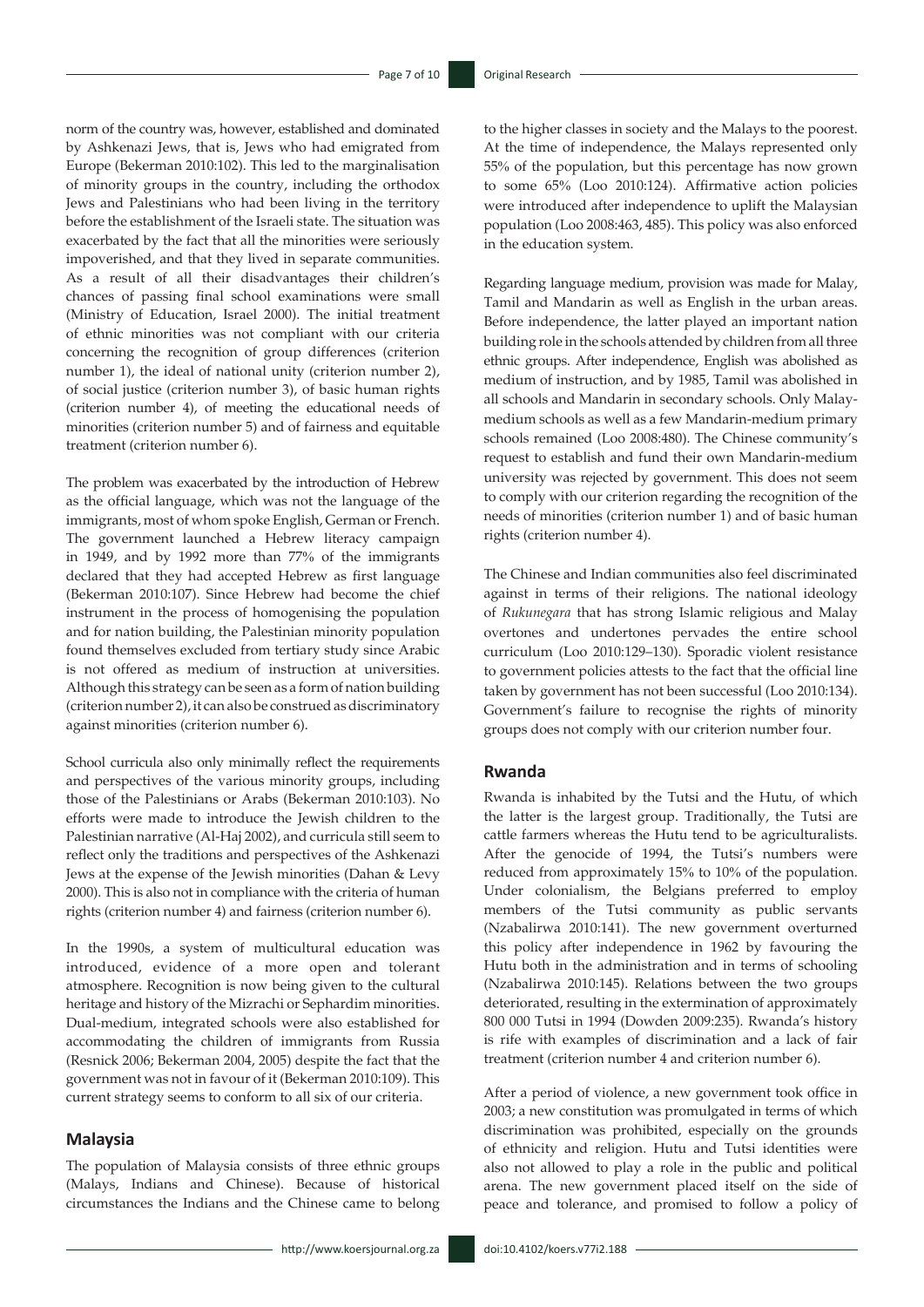norm of the country was, however, established and dominated by Ashkenazi Jews, that is, Jews who had emigrated from Europe (Bekerman 2010:102). This led to the marginalisation of minority groups in the country, including the orthodox Jews and Palestinians who had been living in the territory before the establishment of the Israeli state. The situation was exacerbated by the fact that all the minorities were seriously impoverished, and that they lived in separate communities. As a result of all their disadvantages their children's chances of passing final school examinations were small (Ministry of Education, Israel 2000). The initial treatment of ethnic minorities was not compliant with our criteria concerning the recognition of group differences (criterion number 1), the ideal of national unity (criterion number 2), of social justice (criterion number 3), of basic human rights (criterion number 4), of meeting the educational needs of minorities (criterion number 5) and of fairness and equitable treatment (criterion number 6).

The problem was exacerbated by the introduction of Hebrew as the official language, which was not the language of the immigrants, most of whom spoke English, German or French. The government launched a Hebrew literacy campaign in 1949, and by 1992 more than 77% of the immigrants declared that they had accepted Hebrew as first language (Bekerman 2010:107). Since Hebrew had become the chief instrument in the process of homogenising the population and for nation building, the Palestinian minority population found themselves excluded from tertiary study since Arabic is not offered as medium of instruction at universities. Although this strategy can be seen as a form of nation building (criterion number 2), it can also be construed as discriminatory against minorities (criterion number 6).

School curricula also only minimally reflect the requirements and perspectives of the various minority groups, including those of the Palestinians or Arabs (Bekerman 2010:103). No efforts were made to introduce the Jewish children to the Palestinian narrative (Al-Haj 2002), and curricula still seem to reflect only the traditions and perspectives of the Ashkenazi Jews at the expense of the Jewish minorities (Dahan & Levy 2000). This is also not in compliance with the criteria of human rights (criterion number 4) and fairness (criterion number 6).

In the 1990s, a system of multicultural education was introduced, evidence of a more open and tolerant atmosphere. Recognition is now being given to the cultural heritage and history of the Mizrachi or Sephardim minorities. Dual-medium, integrated schools were also established for accommodating the children of immigrants from Russia (Resnick 2006; Bekerman 2004, 2005) despite the fact that the government was not in favour of it (Bekerman 2010:109). This current strategy seems to conform to all six of our criteria.

## Malaysia

The population of Malaysia consists of three ethnic groups (Malays, Indians and Chinese). Because of historical circumstances the Indians and the Chinese came to belong to the higher classes in society and the Malays to the poorest. At the time of independence, the Malays represented only 55% of the population, but this percentage has now grown to some 65% (Loo 2010:124). Affirmative action policies were introduced after independence to uplift the Malaysian population (Loo 2008:463, 485). This policy was also enforced in the education system.

Regarding language medium, provision was made for Malay, Tamil and Mandarin as well as English in the urban areas. Before independence, the latter played an important nation building role in the schools attended by children from all three ethnic groups. After independence, English was abolished as medium of instruction, and by 1985, Tamil was abolished in all schools and Mandarin in secondary schools. Only Malay-medium schools as well as a few Mandarin-medium primary schools remained (Loo 2008:480). The Chinese community's request to establish and fund their own Mandarin-medium university was rejected by government. This does not seem to comply with our criterion regarding the recognition of the needs of minorities (criterion number 1) and of basic human rights (criterion number 4).

The Chinese and Indian communities also feel discriminated against in terms of their religions. The national ideology of *Rukunegara* that has strong Islamic religious and Malay overtones and undertones pervades the entire school curriculum (Loo 2010:129–130). Sporadic violent resistance to government policies attests to the fact that the official line taken by government has not been successful (Loo 2010:134). Government's failure to recognise the rights of minority groups does not comply with our criterion number four.

## Rwanda

Rwanda is inhabited by the Tutsi and the Hutu, of which the latter is the largest group. Traditionally, the Tutsi are cattle farmers whereas the Hutu tend to be agriculturalists. After the genocide of 1994, the Tutsi's numbers were reduced from approximately 15% to 10% of the population. Under colonialism, the Belgians preferred to employ members of the Tutsi community as public servants (Nzabalirwa 2010:141). The new government overturned this policy after independence in 1962 by favouring the Hutu both in the administration and in terms of schooling (Nzabalirwa 2010:145). Relations between the two groups deteriorated, resulting in the extermination of approximately 800 000 Tutsi in 1994 (Dowden 2009:235). Rwanda's history is rife with examples of discrimination and a lack of fair treatment (criterion number 4 and criterion number 6).

After a period of violence, a new government took office in 2003; a new constitution was promulgated in terms of which discrimination was prohibited, especially on the grounds of ethnicity and religion. Hutu and Tutsi identities were also not allowed to play a role in the public and political arena. The new government placed itself on the side of peace and tolerance, and promised to follow a policy of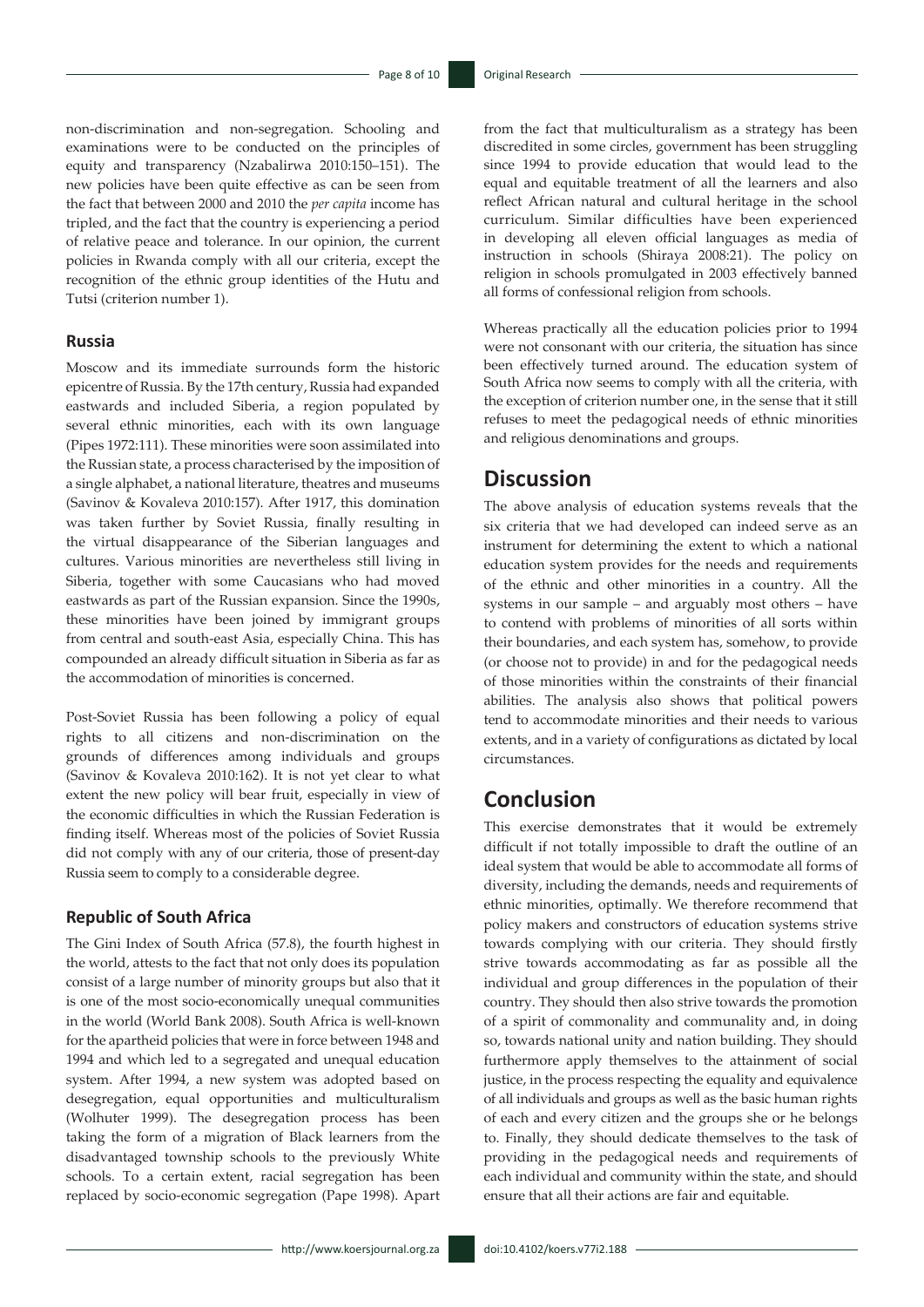non-discrimination and non-segregation. Schooling and examinations were to be conducted on the principles of equity and transparency (Nzabalirwa 2010:150–151). The new policies have been quite effective as can be seen from the fact that between 2000 and 2010 the *per capita* income has tripled, and the fact that the country is experiencing a period of relative peace and tolerance. In our opinion, the current policies in Rwanda comply with all our criteria, except the recognition of the ethnic group identities of the Hutu and Tutsi (criterion number 1).

### Russia

Moscow and its immediate surrounds form the historic epicentre of Russia. By the 17th century, Russia had expanded eastwards and included Siberia, a region populated by several ethnic minorities, each with its own language (Pipes 1972:111). These minorities were soon assimilated into the Russian state, a process characterised by the imposition of a single alphabet, a national literature, theatres and museums (Savinov & Kovaleva 2010:157). After 1917, this domination was taken further by Soviet Russia, finally resulting in the virtual disappearance of the Siberian languages and cultures. Various minorities are nevertheless still living in Siberia, together with some Caucasians who had moved eastwards as part of the Russian expansion. Since the 1990s, these minorities have been joined by immigrant groups from central and south-east Asia, especially China. This has compounded an already difficult situation in Siberia as far as the accommodation of minorities is concerned.

Post-Soviet Russia has been following a policy of equal rights to all citizens and non-discrimination on the grounds of differences among individuals and groups (Savinov & Kovaleva 2010:162). It is not yet clear to what extent the new policy will bear fruit, especially in view of the economic difficulties in which the Russian Federation is finding itself. Whereas most of the policies of Soviet Russia did not comply with any of our criteria, those of present-day Russia seem to comply to a considerable degree.

### Republic of South Africa

The Gini Index of South Africa (57.8), the fourth highest in the world, attests to the fact that not only does its population consist of a large number of minority groups but also that it is one of the most socio-economically unequal communities in the world (World Bank 2008). South Africa is well-known for the apartheid policies that were in force between 1948 and 1994 and which led to a segregated and unequal education system. After 1994, a new system was adopted based on desegregation, equal opportunities and multiculturalism (Wolhuter 1999). The desegregation process has been taking the form of a migration of Black learners from the disadvantaged township schools to the previously White schools. To a certain extent, racial segregation has been replaced by socio-economic segregation (Pape 1998). Apart from the fact that multiculturalism as a strategy has been discredited in some circles, government has been struggling since 1994 to provide education that would lead to the equal and equitable treatment of all the learners and also reflect African natural and cultural heritage in the school curriculum. Similar difficulties have been experienced in developing all eleven official languages as media of instruction in schools (Shiraya 2008:21). The policy on religion in schools promulgated in 2003 effectively banned all forms of confessional religion from schools.

Whereas practically all the education policies prior to 1994 were not consonant with our criteria, the situation has since been effectively turned around. The education system of South Africa now seems to comply with all the criteria, with the exception of criterion number one, in the sense that it still refuses to meet the pedagogical needs of ethnic minorities and religious denominations and groups.

## Discussion

The above analysis of education systems reveals that the six criteria that we had developed can indeed serve as an instrument for determining the extent to which a national education system provides for the needs and requirements of the ethnic and other minorities in a country. All the systems in our sample – and arguably most others – have to contend with problems of minorities of all sorts within their boundaries, and each system has, somehow, to provide (or choose not to provide) in and for the pedagogical needs of those minorities within the constraints of their financial abilities. The analysis also shows that political powers tend to accommodate minorities and their needs to various extents, and in a variety of configurations as dictated by local circumstances.

## Conclusion

This exercise demonstrates that it would be extremely difficult if not totally impossible to draft the outline of an ideal system that would be able to accommodate all forms of diversity, including the demands, needs and requirements of ethnic minorities, optimally. We therefore recommend that policy makers and constructors of education systems strive towards complying with our criteria. They should firstly strive towards accommodating as far as possible all the individual and group differences in the population of their country. They should then also strive towards the promotion of a spirit of commonality and communality and, in doing so, towards national unity and nation building. They should furthermore apply themselves to the attainment of social justice, in the process respecting the equality and equivalence of all individuals and groups as well as the basic human rights of each and every citizen and the groups she or he belongs to. Finally, they should dedicate themselves to the task of providing in the pedagogical needs and requirements of each individual and community within the state, and should ensure that all their actions are fair and equitable.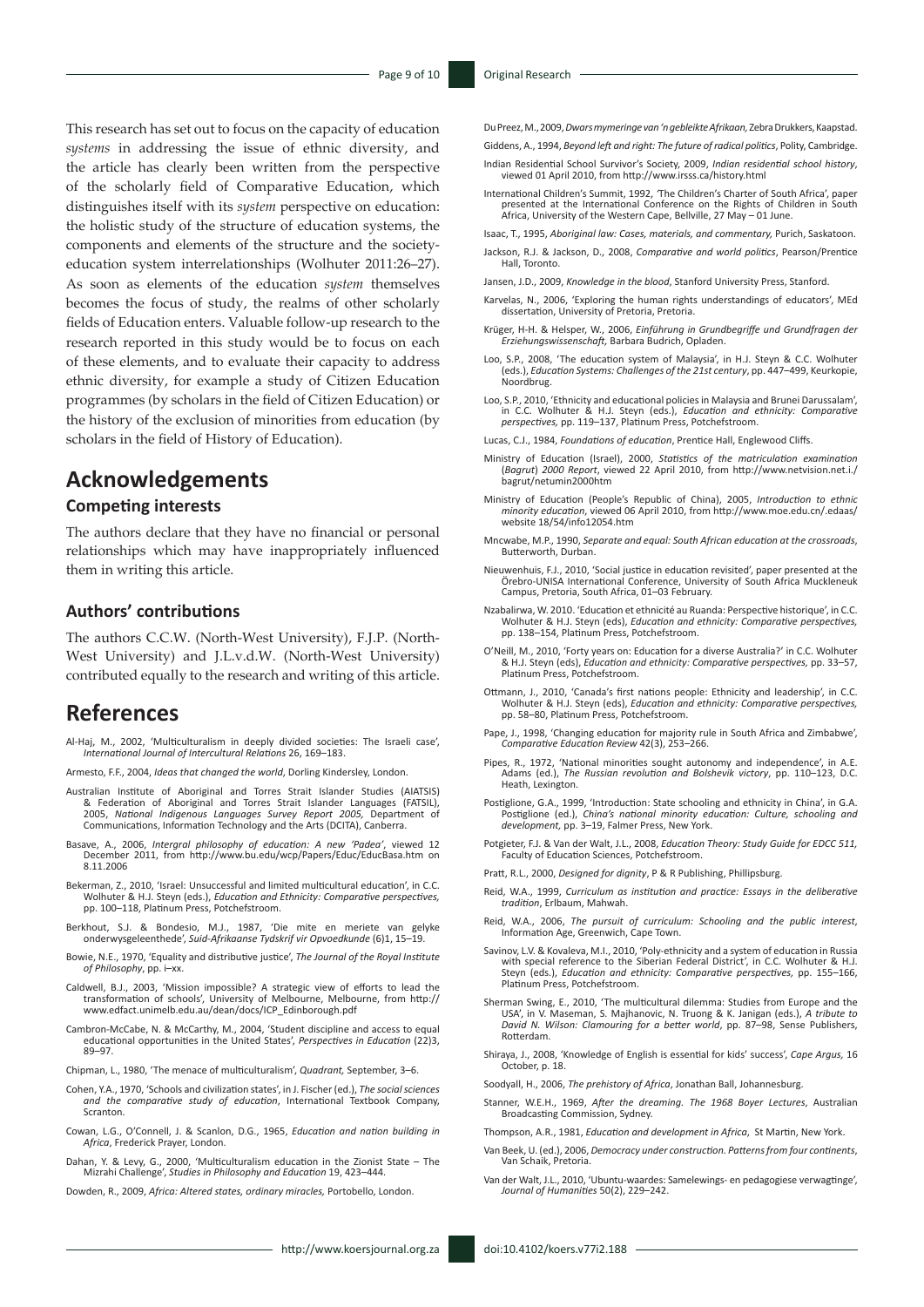This research has set out to focus on the capacity of education *systems* in addressing the issue of ethnic diversity, and the article has clearly been written from the perspective of the scholarly field of Comparative Education, which distinguishes itself with its *system* perspective on education: the holistic study of the structure of education systems, the components and elements of the structure and the society-education system interrelationships (Wolhuter 2011:26–27). As soon as elements of the education *system* themselves becomes the focus of study, the realms of other scholarly fields of Education enters. Valuable follow-up research to the research reported in this study would be to focus on each of these elements, and to evaluate their capacity to address ethnic diversity, for example a study of Citizen Education programmes (by scholars in the field of Citizen Education) or the history of the exclusion of minorities from education (by scholars in the field of History of Education).

# Acknowledgements

## Competing interests

The authors declare that they have no financial or personal relationships which may have inappropriately influenced them in writing this article.

## Authors' contributions

The authors C.C.W. (North-West University), F.J.P. (North-West University) and J.L.v.d.W. (North-West University) contributed equally to the research and writing of this article.

# References

Al-Haj, M., 2002, 'Multiculturalism in deeply divided societies: The Israeli case', *International Journal of Intercultural Relations* 26, 169–183.

Armesto, F.F., 2004, *Ideas that changed the world*, Dorling Kindersley, London.

Australian Institute of Aboriginal and Torres Strait Islander Studies (AIATSIS) & Federation of Aboriginal and Torres Strait Islander Languages (FATSIL), 2005, *National Indigenous Languages Survey Report 2005,* Department of Communications, Information Technology and the Arts (DCITA), Canberra.

Basave, A., 2006, *Intergral philosophy of education: A new 'Padea'*, viewed 12 December 2011, from http://www.bu.edu/wcp/Papers/Educ/EducBasa.htm on 8.11.2006

Bekerman, Z., 2010, 'Israel: Unsuccessful and limited multicultural education', in C.C. Wolhuter & H.J. Steyn (eds.), *Education and Ethnicity: Comparative perspectives,* pp. 100–118, Platinum Press, Potchefstroom.

Berkhout, S.J. & Bondesio, M.J., 1987, 'Die mite en meriete van gelyke onderwysgeleenthede', *Suid-Afrikaanse Tydskrif vir Opvoedkunde* (6)1, 15–19.

Bowie, N.E., 1970, 'Equality and distributive justice', *The Journal of the Royal Institute of Philosophy*, pp. i–xx.

Caldwell, B.J., 2003, 'Mission impossible? A strategic view of efforts to lead the transformation of schools', University of Melbourne, Melbourne, from http://www.edfact.unimelb.edu.au/dean/docs/ICP_Edinborough.pdf

Cambron-McCabe, N. & McCarthy, M., 2004, 'Student discipline and access to equal educational opportunities in the United States', *Perspectives in Education* (22)3, 89–97.

Chipman, L., 1980, 'The menace of multiculturalism', *Quadrant,* September, 3–6.

Cohen, Y.A., 1970, 'Schools and civilization states', in J. Fischer (ed.), *The social sciences and the comparative study of education*, International Textbook Company, Scranton.

Cowan, L.G., O'Connell, J. & Scanlon, D.G., 1965, *Education and nation building in Africa*, Frederick Prayer, London.

Dahan, Y. & Levy, G., 2000, 'Multiculturalism education in the Zionist State – The Mizrahi Challenge', *Studies in Philosophy and Education* 19, 423–444.

Dowden, R., 2009, *Africa: Altered states, ordinary miracles,* Portobello, London.

Du Preez, M., 2009, *Dwars mymeringe van 'n gebleikte Afrikaan,* Zebra Drukkers, Kaapstad.

Giddens, A., 1994, *Beyond left and right: The future of radical politics*, Polity, Cambridge.

Indian Residential School Survivor's Society, 2009, *Indian residential school history*, viewed 01 April 2010, from http://www.irsss.ca/history.html

International Children's Summit, 1992, 'The Children's Charter of South Africa', paper presented at the International Conference on the Rights of Children in South Africa, University of the Western Cape, Bellville, 27 May – 01 June.

Isaac, T., 1995, *Aboriginal law: Cases, materials, and commentary,* Purich, Saskatoon.

Jackson, R.J. & Jackson, D., 2008, *Comparative and world politics*, Pearson/Prentice Hall, Toronto.

Jansen, J.D., 2009, *Knowledge in the blood*, Stanford University Press, Stanford.

Karvelas, N., 2006, 'Exploring the human rights understandings of educators', MEd dissertation, University of Pretoria, Pretoria.

Krüger, H-H. & Helsper, W., 2006, *Einführung in Grundbegriffe und Grundfragen der Erziehungswissenschaft,* Barbara Budrich, Opladen.

Loo, S.P., 2008, 'The education system of Malaysia', in H.J. Steyn & C.C. Wolhuter (eds.), *Education Systems: Challenges of the 21st century*, pp. 447–499, Keurkopie, Noordbrug.

Loo, S.P., 2010, 'Ethnicity and educational policies in Malaysia and Brunei Darussalam', in C.C. Wolhuter & H.J. Steyn (eds.), *Education and ethnicity: Comparative perspectives,* pp. 119–137, Platinum Press, Potchefstroom.

Lucas, C.J., 1984, *Foundations of education*, Prentice Hall, Englewood Cliffs.

Ministry of Education (Israel), 2000, *Statistics of the matriculation examination* (*Bagrut*) *2000 Report*, viewed 22 April 2010, from http://www.netvision.net.i./bagrut/netumin2000htm

Ministry of Education (People's Republic of China), 2005, *Introduction to ethnic minority education*, viewed 06 April 2010, from http://www.moe.edu.cn/.edaas/website 18/54/info12054.htm

Mncwabe, M.P., 1990, *Separate and equal: South African education at the crossroads*, Butterworth, Durban.

Nieuwenhuis, F.J., 2010, 'Social justice in education revisited', paper presented at the Örebro-UNISA International Conference, University of South Africa Muckleneuk Campus, Pretoria, South Africa, 01–03 February.

Nzabalirwa, W. 2010. 'Education et ethnicité au Ruanda: Perspective historique', in C.C. Wolhuter & H.J. Steyn (eds), *Education and ethnicity: Comparative perspectives,* pp. 138–154, Platinum Press, Potchefstroom.

O'Neill, M., 2010, 'Forty years on: Education for a diverse Australia?' in C.C. Wolhuter & H.J. Steyn (eds), *Education and ethnicity: Comparative perspectives,* pp. 33–57, Platinum Press, Potchefstroom.

Ottmann, J., 2010, 'Canada's first nations people: Ethnicity and leadership', in C.C. Wolhuter & H.J. Steyn (eds), *Education and ethnicity: Comparative perspectives,* pp. 58–80, Platinum Press, Potchefstroom.

Pape, J., 1998, 'Changing education for majority rule in South Africa and Zimbabwe', *Comparative Education Review* 42(3), 253–266.

Pipes, R., 1972, 'National minorities sought autonomy and independence', in A.E. Adams (ed.), *The Russian revolution and Bolshevik victory*, pp. 110–123, D.C. Heath, Lexington.

Postiglione, G.A., 1999, 'Introduction: State schooling and ethnicity in China', in G.A. Postiglione (ed.), *China's national minority education: Culture, schooling and development*, pp. 3–19, Falmer Press, New York.

Potgieter, F.J. & Van der Walt, J.L., 2008, *Education Theory: Study Guide for EDCC 511,* Faculty of Education Sciences, Potchefstroom.

Pratt, R.L., 2000, *Designed for dignity*, P & R Publishing, Phillipsburg.

Reid, W.A., 1999, *Curriculum as institution and practice: Essays in the deliberative tradition*, Erlbaum, Mahwah.

Reid, W.A., 2006, *The pursuit of curriculum: Schooling and the public interest*, Information Age, Greenwich, Cape Town.

Savinov, L.V. & Kovaleva, M.I., 2010, 'Poly-ethnicity and a system of education in Russia with special reference to the Siberian Federal District', in C.C. Wolhuter & H.J. Steyn (eds.), *Education and ethnicity: Comparative perspectives*, pp. 155–166, Platinum Press, Potchefstroom.

Sherman Swing, E., 2010, 'The multicultural dilemma: Studies from Europe and the USA', in V. Maseman, S. Majhanovic, N. Truong & K. Janigan (eds.), *A tribute to David N. Wilson: Clamouring for a better world*, pp. 87–98, Sense Publishers, Rotterdam.

Shiraya, J., 2008, 'Knowledge of English is essential for kids' success', *Cape Argus,* 16 October, p. 18.

Soodyall, H., 2006, *The prehistory of Africa*, Jonathan Ball, Johannesburg.

Stanner, W.E.H., 1969, *After the dreaming. The 1968 Boyer Lectures*, Australian Broadcasting Commission, Sydney.

Thompson, A.R., 1981, *Education and development in Africa*, St Martin, New York.

Van Beek, U. (ed.), 2006, *Democracy under construction. Patterns from four continents*, Van Schaik, Pretoria.

Van der Walt, J.L., 2010, 'Ubuntu-waardes: Samelewings- en pedagogiese verwagtinge', *Journal of Humanities* 50(2), 229–242.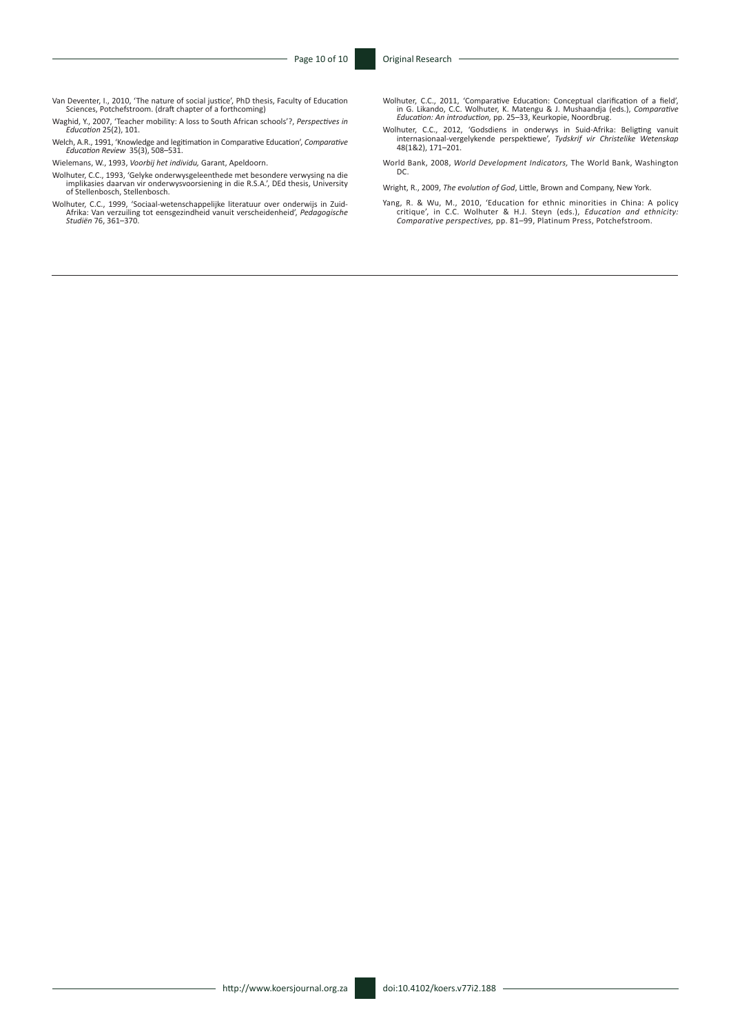Van Deventer, I., 2010, 'The nature of social justice', PhD thesis, Faculty of Education Sciences, Potchefstroom. (draft chapter of a forthcoming)

Waghid, Y., 2007, 'Teacher mobility: A loss to South African schools'?, *Perspectives in Education* 25(2), 101.

Welch, A.R., 1991, 'Knowledge and legitimation in Comparative Education', *Comparative Education Review* 35(3), 508–531.

Wielemans, W., 1993, *Voorbij het individu,* Garant, Apeldoorn.

Wolhuter, C.C., 1993, 'Gelyke onderwysgeleenthede met besondere verwysing na die implikasies daarvan vir onderwysvoorsiening in die R.S.A.', DEd thesis, University of Stellenbosch, Stellenbosch.

Wolhuter, C.C., 1999, 'Sociaal-wetenschappelijke literatuur over onderwijs in Zuid-Afrika: Van verzuiling tot eensgezindheid vanuit verscheidenheid', *Pedagogische Studiën* 76, 361–370.

Wolhuter, C.C., 2011, 'Comparative Education: Conceptual clarification of a field', in G. Likando, C.C. Wolhuter, K. Matengu & J. Mushaandja (eds.), *Comparative Education: An introduction,* pp. 25–33, Keurkopie, Noordbrug.

Wolhuter, C.C., 2012, 'Godsdiens in onderwys in Suid-Afrika: Beligting vanuit internasionaal-vergelykende perspektiewe', *Tydskrif vir Christelike Wetenskap* 48(1&2), 171–201.

World Bank, 2008, *World Development Indicators,* The World Bank, Washington DC.

Wright, R., 2009, *The evolution of God*, Little, Brown and Company, New York.

Yang, R. & Wu, M., 2010, 'Education for ethnic minorities in China: A policy critique', in C.C. Wolhuter & H.J. Steyn (eds.), *Education and ethnicity: Comparative perspectives,* pp. 81–99, Platinum Press, Potchefstroom.